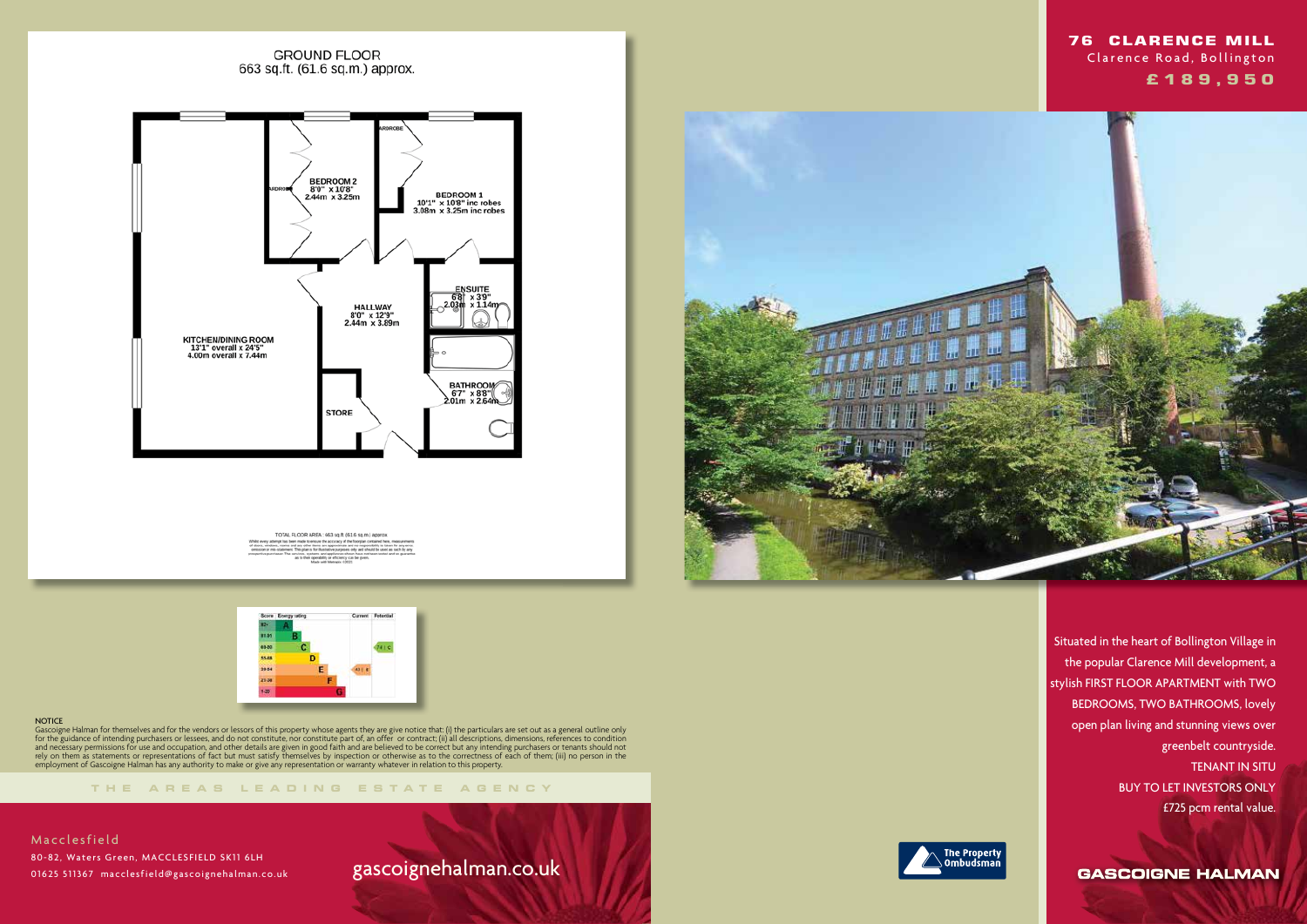# 76 CLARENCE MILL

Clarence Road, Bollington

**£189,950**

Situated in the heart of Bollington Village in the popular Clarence Mill development, a stylish FIRST FLOOR APARTMENT with TWO BEDROOMS, TWO BATHROOMS, lovely open plan living and stunning views over greenbelt countryside.

TENANT IN SITU

BUY TO LET INVESTORS ONLY

£725 pcm rental value.

## GROUND FLOOR

663 sq.ft. (61.6 sq.m.) approx.

- BEDROOM 2: 8'0" x 10'8" / 2.44m x 3.25m
- BEDROOM 1: 10'1" x 10'8" inc robes / 3.08m x 3.25m inc robes
- ENSUITE: 6'8" x 3'9" / 2.03m x 1.14m
- HALLWAY: 8'0" x 12'9" / 2.44m x 3.89m
- KITCHEN/DINING ROOM: 13'1" overall x 24'5" / 4.00m overall x 7.44m
- BATHROOM: 6'7" x 8'8" / 2.01m x 2.64m
- STORE

TOTAL FLOOR AREA : 663 sq.ft. (61.6 sq.m.) approx.

| Score | Energy rating | Current | Potential |
|---|---|---|---|
| 92+ | A | | |
| 81-91 | B | | |
| 69-80 | C | | 78 C |
| 55-68 | D | | |
| 39-54 | E | 43 E | |
| 21-38 | F | | |
| 1-20 | G | | |

NOTICE

Gascoigne Halman for themselves and for the vendors or lessors of this property whose agents they are give notice that: (i) the particulars are set out as a general outline only for the guidance of intending purchasers or lessees, and do not constitute, nor constitute part of, an offer or contract; (ii) all descriptions, dimensions, references to condition and necessary permissions for use and occupation, and other details are given in good faith and are believed to be correct but any intending purchasers or tenants should not rely on them as statements or representations of fact but must satisfy themselves by inspection or otherwise as to the correctness of each of them; (iii) no person in the employment of Gascoigne Halman has any authority to make or give any representation or warranty whatever in relation to this property.

THE AREAS LEADING ESTATE AGENCY

**Macclesfield**

80-82, Waters Green, MACCLESFIELD SK11 6LH

01625 511367 macclesfield@gascoignehalman.co.uk

gascoignehalman.co.uk

The Property Ombudsman

GASCOIGNE HALMAN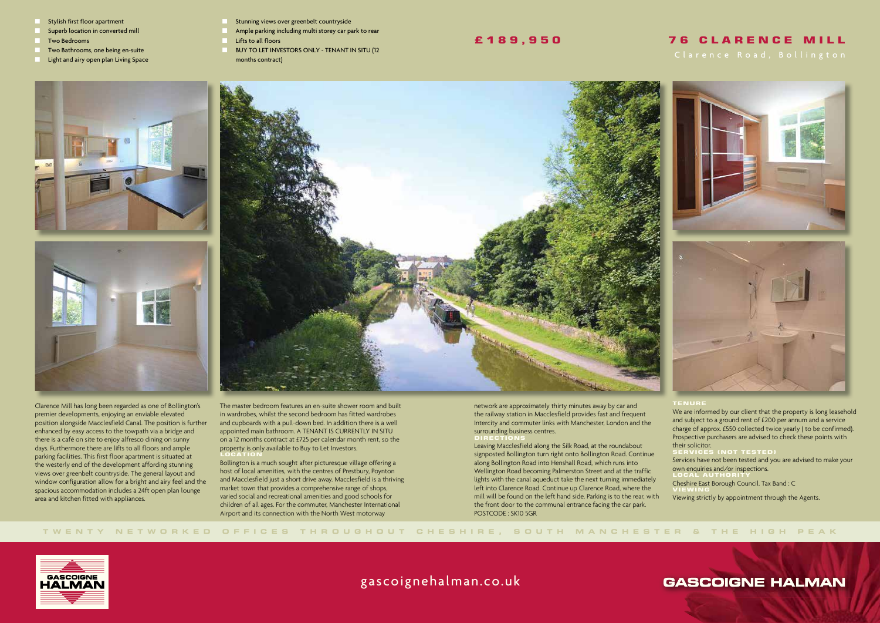- Stylish first floor apartment
- Superb location in converted mill
- Two Bedrooms
- Two Bathrooms, one being en-suite
- Light and airy open plan Living Space
- Stunning views over greenbelt countryside
- Ample parking including multi storey car park to rear
- Lifts to all floors
- BUY TO LET INVESTORS ONLY - TENANT IN SITU (12 months contract)

**£189,950**

# 76 CLARENCE MILL

Clarence Road, Bollington

Clarence Mill has long been regarded as one of Bollington's premier developments, enjoying an enviable elevated position alongside Macclesfield Canal. The position is further enhanced by easy access to the towpath via a bridge and there is a café on site to enjoy alfresco dining on sunny days. Furthermore there are lifts to all floors and ample parking facilities. This first floor apartment is situated at the westerly end of the development affording stunning views over greenbelt countryside. The general layout and window configuration allow for a bright and airy feel and the spacious accommodation includes a 24ft open plan lounge area and kitchen fitted with appliances.

The master bedroom features an en-suite shower room and built in wardrobes, whilst the second bedroom has fitted wardrobes and cupboards with a pull-down bed. In addition there is a well appointed main bathroom. A TENANT IS CURRENTLY IN SITU on a 12 months contract at £725 per calendar month rent, so the property is only available to Buy to Let Investors.

## LOCATION

Bollington is a much sought after picturesque village offering a host of local amenities, with the centres of Prestbury, Poynton and Macclesfield just a short drive away. Macclesfield is a thriving market town that provides a comprehensive range of shops, varied social and recreational amenities and good schools for children of all ages. For the commuter, Manchester International Airport and its connection with the North West motorway network are approximately thirty minutes away by car and the railway station in Macclesfield provides fast and frequent Intercity and commuter links with Manchester, London and the surrounding business centres.

## DIRECTIONS

Leaving Macclesfield along the Silk Road, at the roundabout signposted Bollington turn right onto Bollington Road. Continue along Bollington Road into Henshall Road, which runs into Wellington Road becoming Palmerston Street and at the traffic lights with the canal aqueduct take the next turning immediately left into Clarence Road. Continue up Clarence Road, where the mill will be found on the left hand side. Parking is to the rear, with the front door to the communal entrance facing the car park.
POSTCODE : SK10 5GR

## TENURE

We are informed by our client that the property is long leasehold and subject to a ground rent of £200 per annum and a service charge of approx. £550 collected twice yearly ( to be confirmed). Prospective purchasers are advised to check these points with their solicitor.

## SERVICES (NOT TESTED)

Services have not been tested and you are advised to make your own enquiries and/or inspections.

## LOCAL AUTHORITY

Cheshire East Borough Council. Tax Band : C

## VIEWING

Viewing strictly by appointment through the Agents.

TWENTY NETWORKED OFFICES THROUGHOUT CHESHIRE, SOUTH MANCHESTER & THE HIGH PEAK

gascoignehalman.co.uk

GASCOIGNE HALMAN